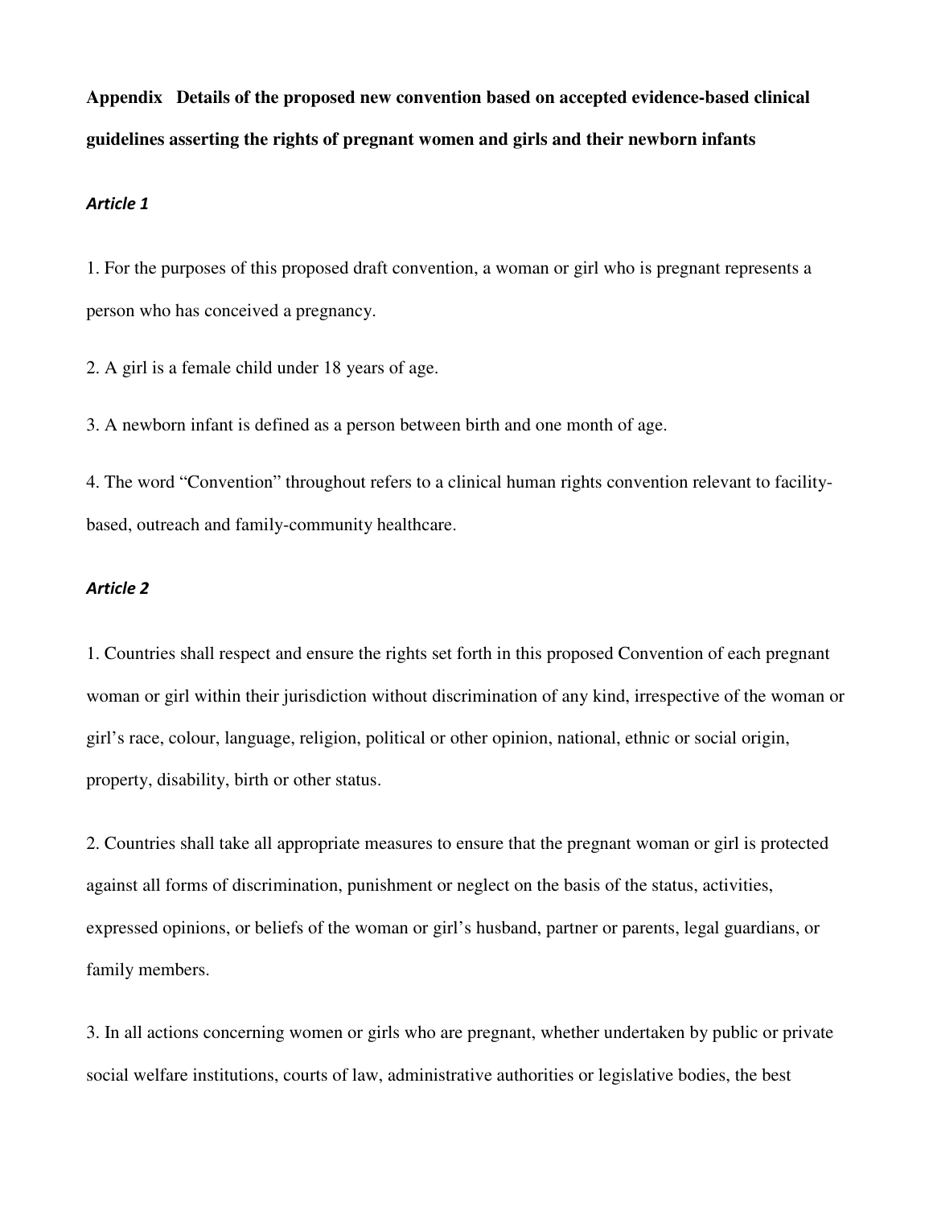**Appendix Details of the proposed new convention based on accepted evidence-based clinical guidelines asserting the rights of pregnant women and girls and their newborn infants**

***Article 1***

1. For the purposes of this proposed draft convention, a woman or girl who is pregnant represents a person who has conceived a pregnancy.

2. A girl is a female child under 18 years of age.

3. A newborn infant is defined as a person between birth and one month of age.

4. The word "Convention" throughout refers to a clinical human rights convention relevant to facility-based, outreach and family-community healthcare.

***Article 2***

1. Countries shall respect and ensure the rights set forth in this proposed Convention of each pregnant woman or girl within their jurisdiction without discrimination of any kind, irrespective of the woman or girl's race, colour, language, religion, political or other opinion, national, ethnic or social origin, property, disability, birth or other status.

2. Countries shall take all appropriate measures to ensure that the pregnant woman or girl is protected against all forms of discrimination, punishment or neglect on the basis of the status, activities, expressed opinions, or beliefs of the woman or girl's husband, partner or parents, legal guardians, or family members.

3. In all actions concerning women or girls who are pregnant, whether undertaken by public or private social welfare institutions, courts of law, administrative authorities or legislative bodies, the best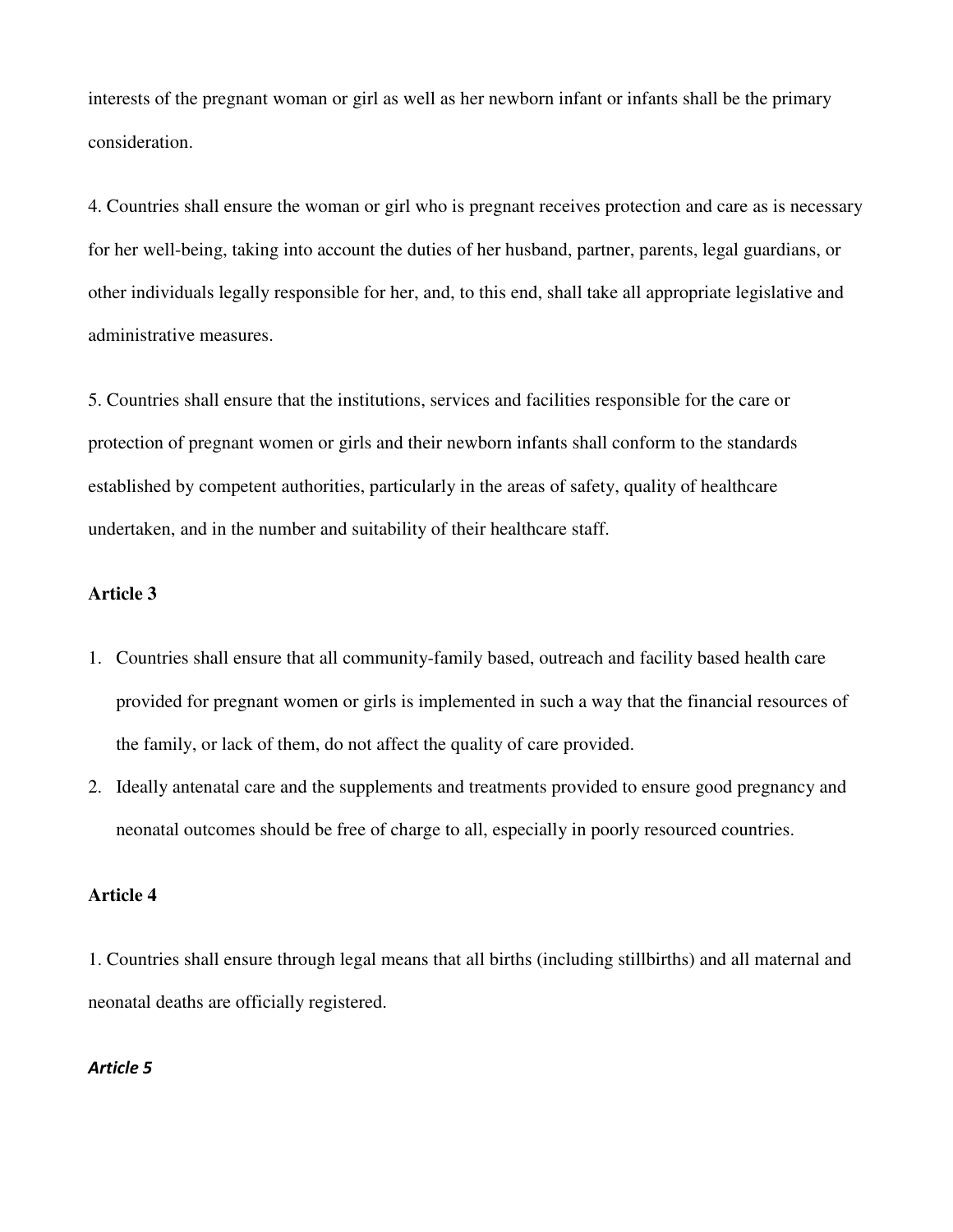interests of the pregnant woman or girl as well as her newborn infant or infants shall be the primary consideration.

4. Countries shall ensure the woman or girl who is pregnant receives protection and care as is necessary for her well-being, taking into account the duties of her husband, partner, parents, legal guardians, or other individuals legally responsible for her, and, to this end, shall take all appropriate legislative and administrative measures.

5. Countries shall ensure that the institutions, services and facilities responsible for the care or protection of pregnant women or girls and their newborn infants shall conform to the standards established by competent authorities, particularly in the areas of safety, quality of healthcare undertaken, and in the number and suitability of their healthcare staff.

**Article 3**

1. Countries shall ensure that all community-family based, outreach and facility based health care provided for pregnant women or girls is implemented in such a way that the financial resources of the family, or lack of them, do not affect the quality of care provided.
2. Ideally antenatal care and the supplements and treatments provided to ensure good pregnancy and neonatal outcomes should be free of charge to all, especially in poorly resourced countries.

**Article 4**

1. Countries shall ensure through legal means that all births (including stillbirths) and all maternal and neonatal deaths are officially registered.

***Article 5***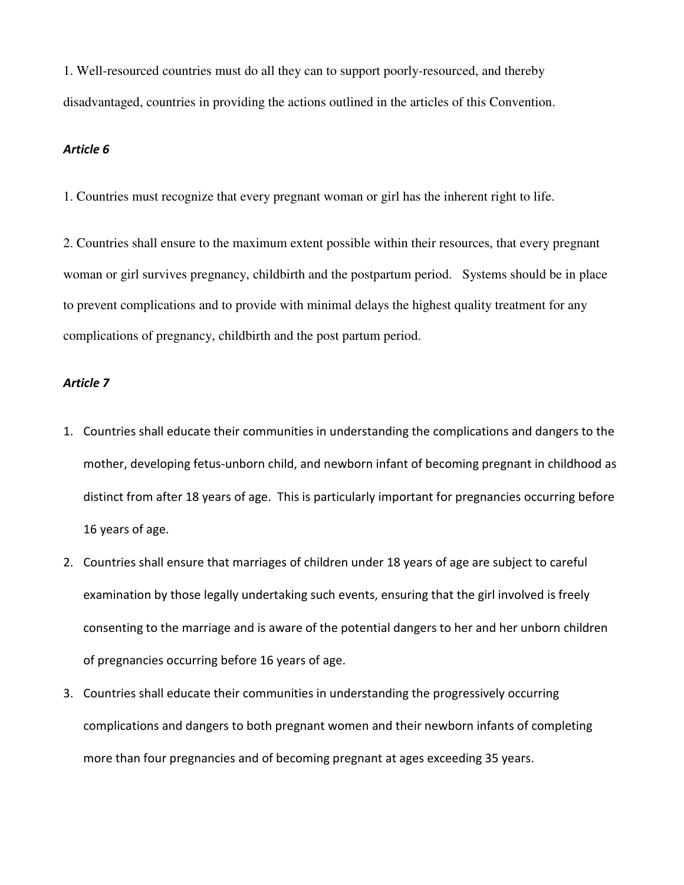1. Well-resourced countries must do all they can to support poorly-resourced, and thereby disadvantaged, countries in providing the actions outlined in the articles of this Convention.

***Article 6***

1. Countries must recognize that every pregnant woman or girl has the inherent right to life.

2. Countries shall ensure to the maximum extent possible within their resources, that every pregnant woman or girl survives pregnancy, childbirth and the postpartum period. Systems should be in place to prevent complications and to provide with minimal delays the highest quality treatment for any complications of pregnancy, childbirth and the post partum period.

***Article 7***

1. Countries shall educate their communities in understanding the complications and dangers to the mother, developing fetus-unborn child, and newborn infant of becoming pregnant in childhood as distinct from after 18 years of age. This is particularly important for pregnancies occurring before 16 years of age.
2. Countries shall ensure that marriages of children under 18 years of age are subject to careful examination by those legally undertaking such events, ensuring that the girl involved is freely consenting to the marriage and is aware of the potential dangers to her and her unborn children of pregnancies occurring before 16 years of age.
3. Countries shall educate their communities in understanding the progressively occurring complications and dangers to both pregnant women and their newborn infants of completing more than four pregnancies and of becoming pregnant at ages exceeding 35 years.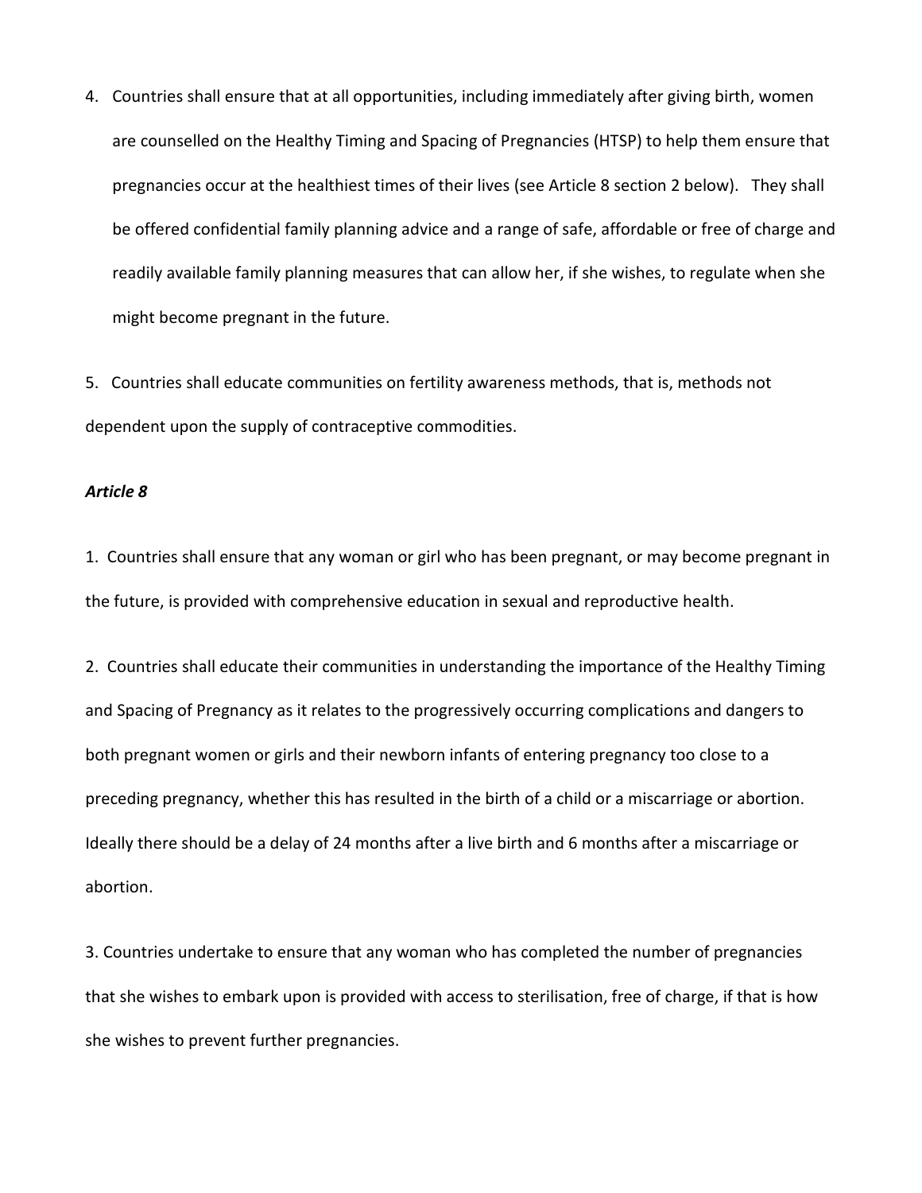4. Countries shall ensure that at all opportunities, including immediately after giving birth, women are counselled on the Healthy Timing and Spacing of Pregnancies (HTSP) to help them ensure that pregnancies occur at the healthiest times of their lives (see Article 8 section 2 below). They shall be offered confidential family planning advice and a range of safe, affordable or free of charge and readily available family planning measures that can allow her, if she wishes, to regulate when she might become pregnant in the future.

5. Countries shall educate communities on fertility awareness methods, that is, methods not dependent upon the supply of contraceptive commodities.

***Article 8***

1. Countries shall ensure that any woman or girl who has been pregnant, or may become pregnant in the future, is provided with comprehensive education in sexual and reproductive health.

2. Countries shall educate their communities in understanding the importance of the Healthy Timing and Spacing of Pregnancy as it relates to the progressively occurring complications and dangers to both pregnant women or girls and their newborn infants of entering pregnancy too close to a preceding pregnancy, whether this has resulted in the birth of a child or a miscarriage or abortion. Ideally there should be a delay of 24 months after a live birth and 6 months after a miscarriage or abortion.

3. Countries undertake to ensure that any woman who has completed the number of pregnancies that she wishes to embark upon is provided with access to sterilisation, free of charge, if that is how she wishes to prevent further pregnancies.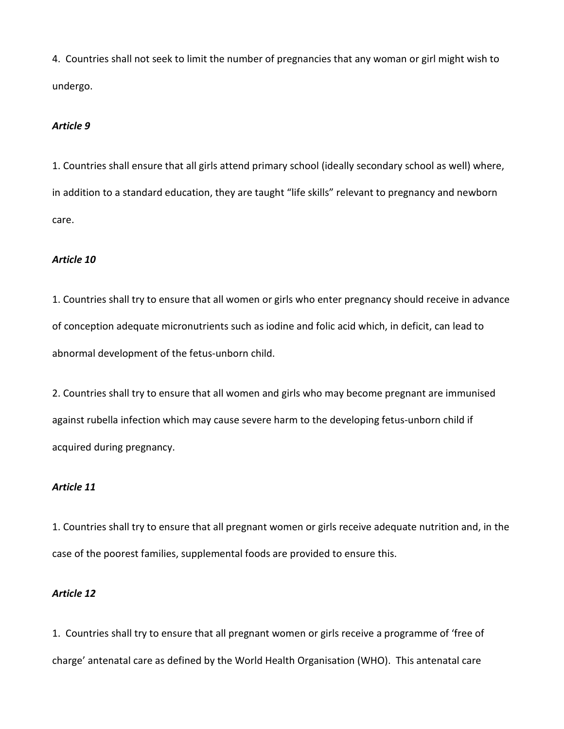4. Countries shall not seek to limit the number of pregnancies that any woman or girl might wish to undergo.

***Article 9***

1. Countries shall ensure that all girls attend primary school (ideally secondary school as well) where, in addition to a standard education, they are taught “life skills” relevant to pregnancy and newborn care.

***Article 10***

1. Countries shall try to ensure that all women or girls who enter pregnancy should receive in advance of conception adequate micronutrients such as iodine and folic acid which, in deficit, can lead to abnormal development of the fetus-unborn child.

2. Countries shall try to ensure that all women and girls who may become pregnant are immunised against rubella infection which may cause severe harm to the developing fetus-unborn child if acquired during pregnancy.

***Article 11***

1. Countries shall try to ensure that all pregnant women or girls receive adequate nutrition and, in the case of the poorest families, supplemental foods are provided to ensure this.

***Article 12***

1. Countries shall try to ensure that all pregnant women or girls receive a programme of ‘free of charge’ antenatal care as defined by the World Health Organisation (WHO). This antenatal care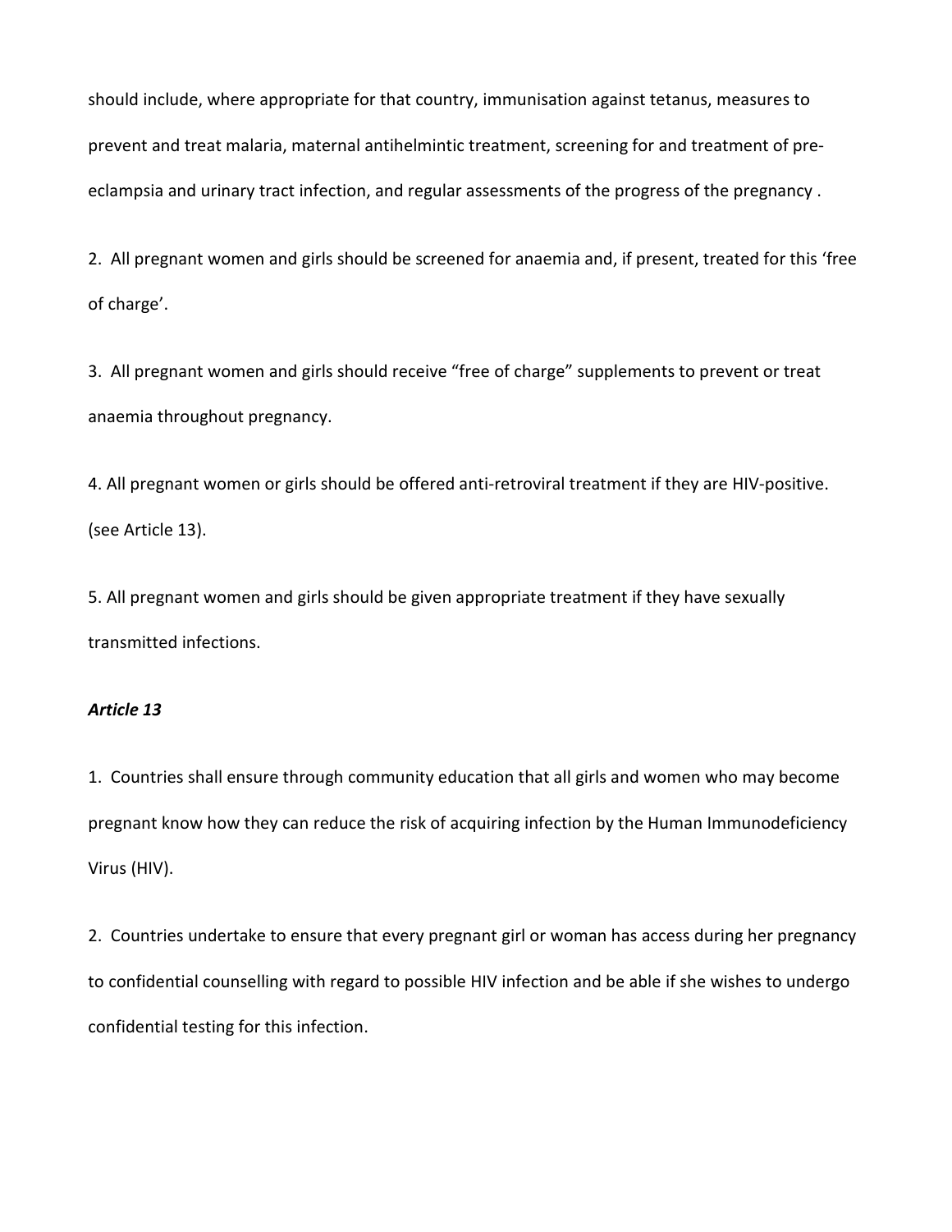should include, where appropriate for that country, immunisation against tetanus, measures to prevent and treat malaria, maternal antihelmintic treatment, screening for and treatment of pre-eclampsia and urinary tract infection, and regular assessments of the progress of the pregnancy .

2. All pregnant women and girls should be screened for anaemia and, if present, treated for this 'free of charge'.

3. All pregnant women and girls should receive "free of charge" supplements to prevent or treat anaemia throughout pregnancy.

4. All pregnant women or girls should be offered anti-retroviral treatment if they are HIV-positive. (see Article 13).

5. All pregnant women and girls should be given appropriate treatment if they have sexually transmitted infections.

***Article 13***

1. Countries shall ensure through community education that all girls and women who may become pregnant know how they can reduce the risk of acquiring infection by the Human Immunodeficiency Virus (HIV).

2. Countries undertake to ensure that every pregnant girl or woman has access during her pregnancy to confidential counselling with regard to possible HIV infection and be able if she wishes to undergo confidential testing for this infection.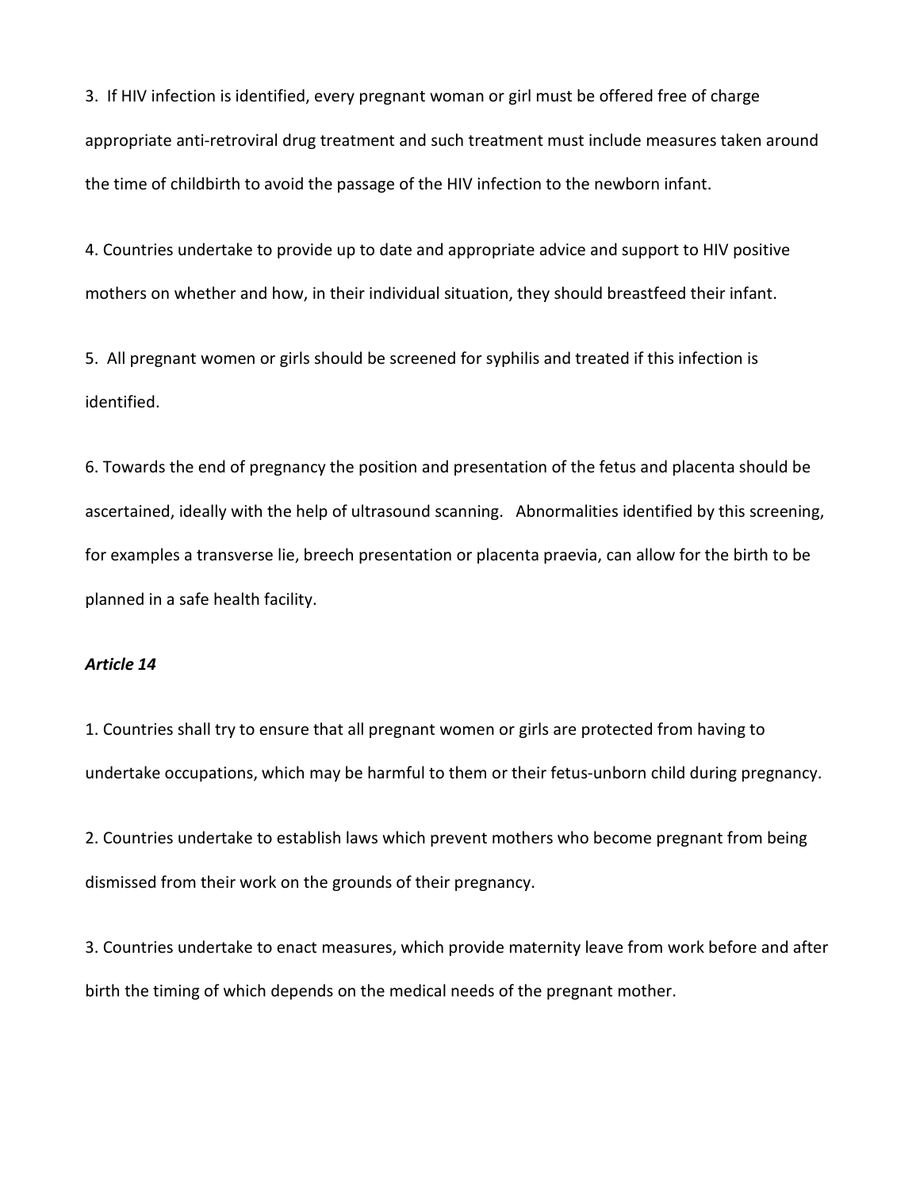3. If HIV infection is identified, every pregnant woman or girl must be offered free of charge appropriate anti-retroviral drug treatment and such treatment must include measures taken around the time of childbirth to avoid the passage of the HIV infection to the newborn infant.

4. Countries undertake to provide up to date and appropriate advice and support to HIV positive mothers on whether and how, in their individual situation, they should breastfeed their infant.

5. All pregnant women or girls should be screened for syphilis and treated if this infection is identified.

6. Towards the end of pregnancy the position and presentation of the fetus and placenta should be ascertained, ideally with the help of ultrasound scanning. Abnormalities identified by this screening, for examples a transverse lie, breech presentation or placenta praevia, can allow for the birth to be planned in a safe health facility.

***Article 14***

1. Countries shall try to ensure that all pregnant women or girls are protected from having to undertake occupations, which may be harmful to them or their fetus-unborn child during pregnancy.

2. Countries undertake to establish laws which prevent mothers who become pregnant from being dismissed from their work on the grounds of their pregnancy.

3. Countries undertake to enact measures, which provide maternity leave from work before and after birth the timing of which depends on the medical needs of the pregnant mother.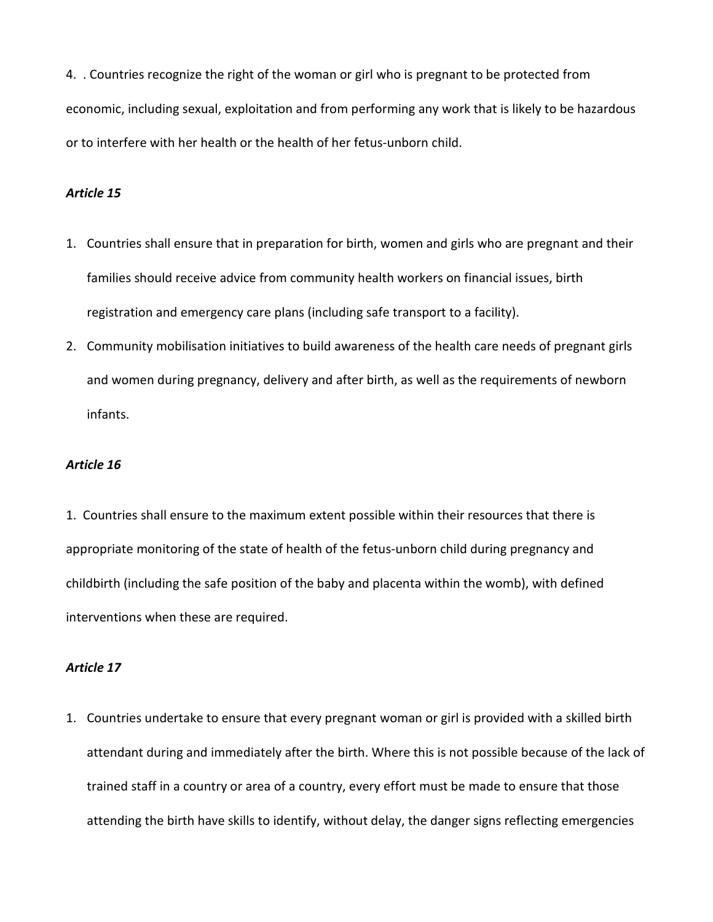4. . Countries recognize the right of the woman or girl who is pregnant to be protected from economic, including sexual, exploitation and from performing any work that is likely to be hazardous or to interfere with her health or the health of her fetus-unborn child.

***Article 15***

1. Countries shall ensure that in preparation for birth, women and girls who are pregnant and their families should receive advice from community health workers on financial issues, birth registration and emergency care plans (including safe transport to a facility).
2. Community mobilisation initiatives to build awareness of the health care needs of pregnant girls and women during pregnancy, delivery and after birth, as well as the requirements of newborn infants.

***Article 16***

1. Countries shall ensure to the maximum extent possible within their resources that there is appropriate monitoring of the state of health of the fetus-unborn child during pregnancy and childbirth (including the safe position of the baby and placenta within the womb), with defined interventions when these are required.

***Article 17***

1. Countries undertake to ensure that every pregnant woman or girl is provided with a skilled birth attendant during and immediately after the birth. Where this is not possible because of the lack of trained staff in a country or area of a country, every effort must be made to ensure that those attending the birth have skills to identify, without delay, the danger signs reflecting emergencies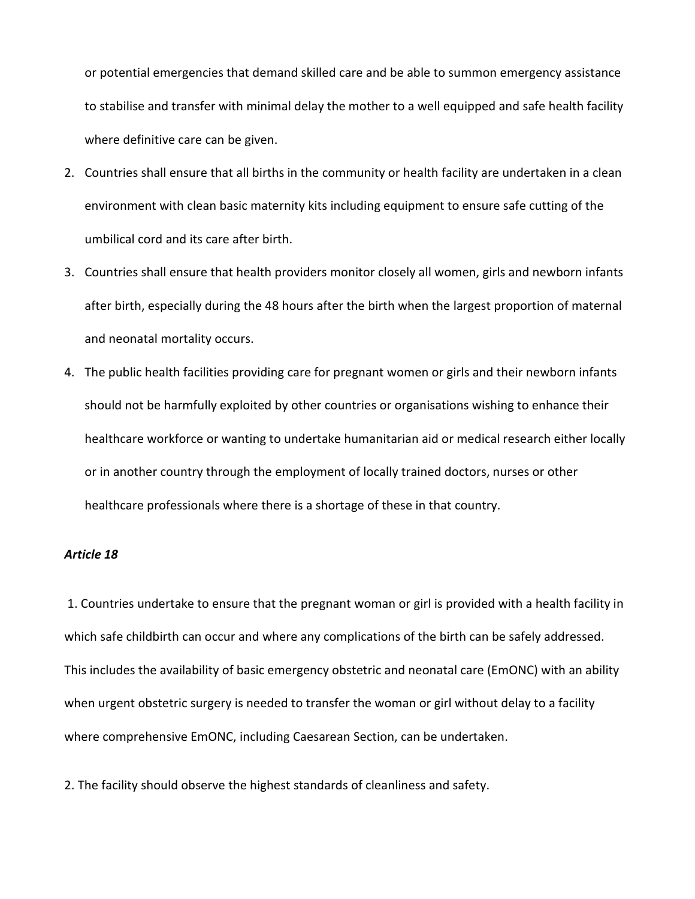or potential emergencies that demand skilled care and be able to summon emergency assistance to stabilise and transfer with minimal delay the mother to a well equipped and safe health facility where definitive care can be given.

2. Countries shall ensure that all births in the community or health facility are undertaken in a clean environment with clean basic maternity kits including equipment to ensure safe cutting of the umbilical cord and its care after birth.
3. Countries shall ensure that health providers monitor closely all women, girls and newborn infants after birth, especially during the 48 hours after the birth when the largest proportion of maternal and neonatal mortality occurs.
4. The public health facilities providing care for pregnant women or girls and their newborn infants should not be harmfully exploited by other countries or organisations wishing to enhance their healthcare workforce or wanting to undertake humanitarian aid or medical research either locally or in another country through the employment of locally trained doctors, nurses or other healthcare professionals where there is a shortage of these in that country.

***Article 18***

1. Countries undertake to ensure that the pregnant woman or girl is provided with a health facility in which safe childbirth can occur and where any complications of the birth can be safely addressed. This includes the availability of basic emergency obstetric and neonatal care (EmONC) with an ability when urgent obstetric surgery is needed to transfer the woman or girl without delay to a facility where comprehensive EmONC, including Caesarean Section, can be undertaken.

2. The facility should observe the highest standards of cleanliness and safety.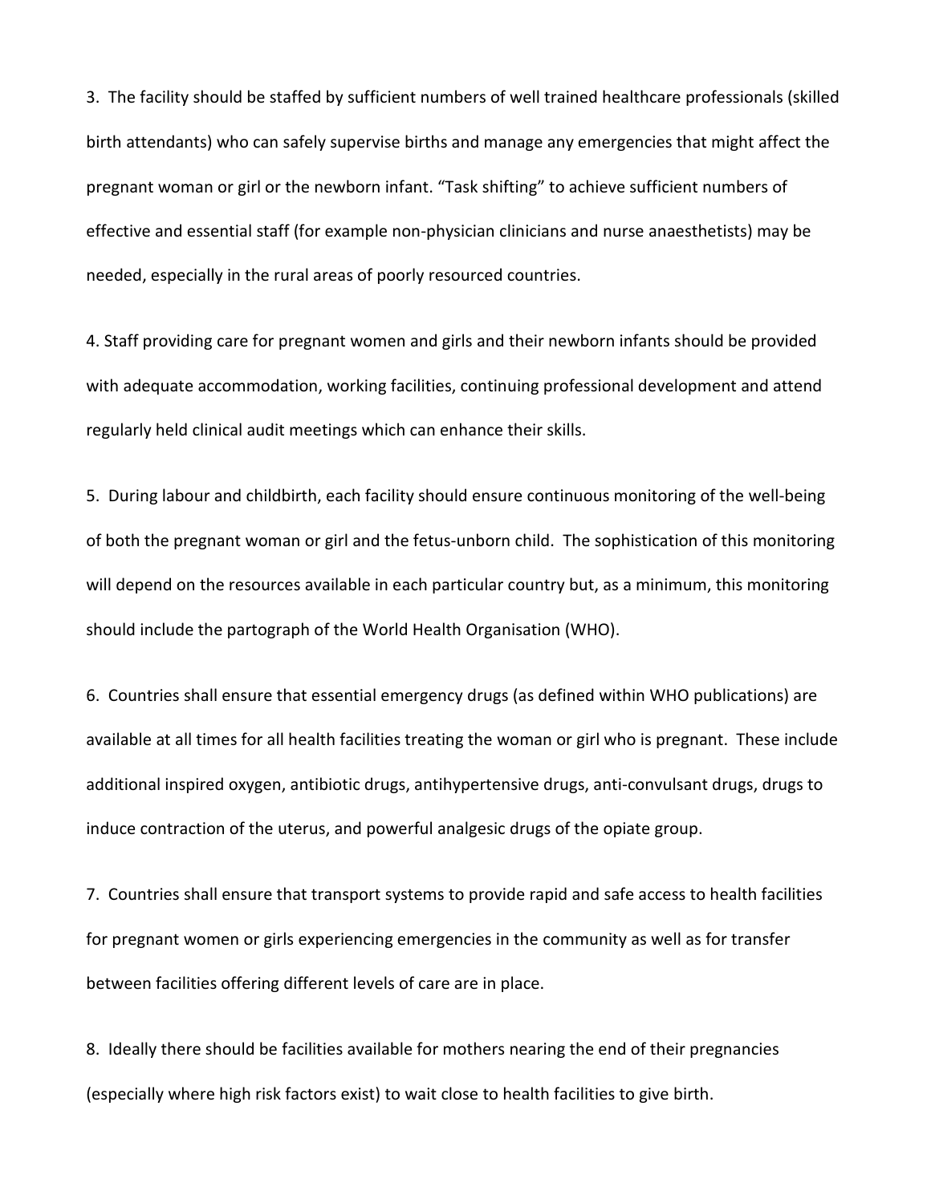3. The facility should be staffed by sufficient numbers of well trained healthcare professionals (skilled birth attendants) who can safely supervise births and manage any emergencies that might affect the pregnant woman or girl or the newborn infant. "Task shifting" to achieve sufficient numbers of effective and essential staff (for example non-physician clinicians and nurse anaesthetists) may be needed, especially in the rural areas of poorly resourced countries.

4. Staff providing care for pregnant women and girls and their newborn infants should be provided with adequate accommodation, working facilities, continuing professional development and attend regularly held clinical audit meetings which can enhance their skills.

5. During labour and childbirth, each facility should ensure continuous monitoring of the well-being of both the pregnant woman or girl and the fetus-unborn child. The sophistication of this monitoring will depend on the resources available in each particular country but, as a minimum, this monitoring should include the partograph of the World Health Organisation (WHO).

6. Countries shall ensure that essential emergency drugs (as defined within WHO publications) are available at all times for all health facilities treating the woman or girl who is pregnant. These include additional inspired oxygen, antibiotic drugs, antihypertensive drugs, anti-convulsant drugs, drugs to induce contraction of the uterus, and powerful analgesic drugs of the opiate group.

7. Countries shall ensure that transport systems to provide rapid and safe access to health facilities for pregnant women or girls experiencing emergencies in the community as well as for transfer between facilities offering different levels of care are in place.

8. Ideally there should be facilities available for mothers nearing the end of their pregnancies (especially where high risk factors exist) to wait close to health facilities to give birth.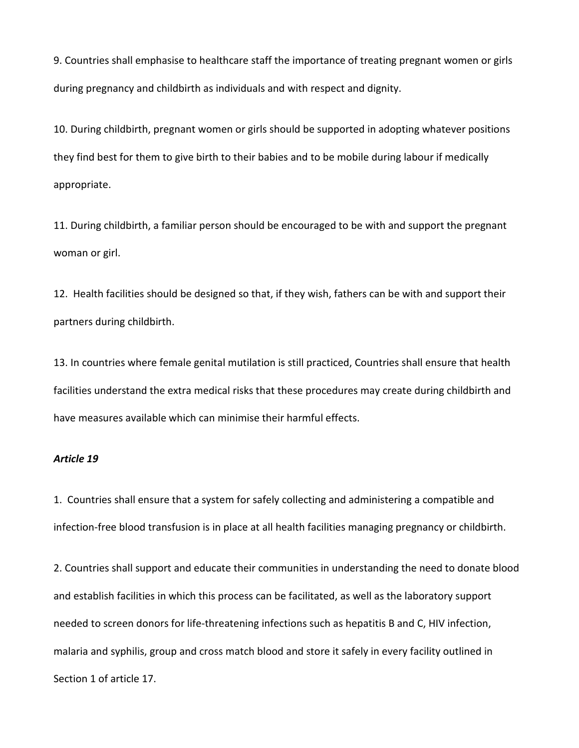9. Countries shall emphasise to healthcare staff the importance of treating pregnant women or girls during pregnancy and childbirth as individuals and with respect and dignity.

10. During childbirth, pregnant women or girls should be supported in adopting whatever positions they find best for them to give birth to their babies and to be mobile during labour if medically appropriate.

11. During childbirth, a familiar person should be encouraged to be with and support the pregnant woman or girl.

12. Health facilities should be designed so that, if they wish, fathers can be with and support their partners during childbirth.

13. In countries where female genital mutilation is still practiced, Countries shall ensure that health facilities understand the extra medical risks that these procedures may create during childbirth and have measures available which can minimise their harmful effects.

***Article 19***

1. Countries shall ensure that a system for safely collecting and administering a compatible and infection-free blood transfusion is in place at all health facilities managing pregnancy or childbirth.

2. Countries shall support and educate their communities in understanding the need to donate blood and establish facilities in which this process can be facilitated, as well as the laboratory support needed to screen donors for life-threatening infections such as hepatitis B and C, HIV infection, malaria and syphilis, group and cross match blood and store it safely in every facility outlined in Section 1 of article 17.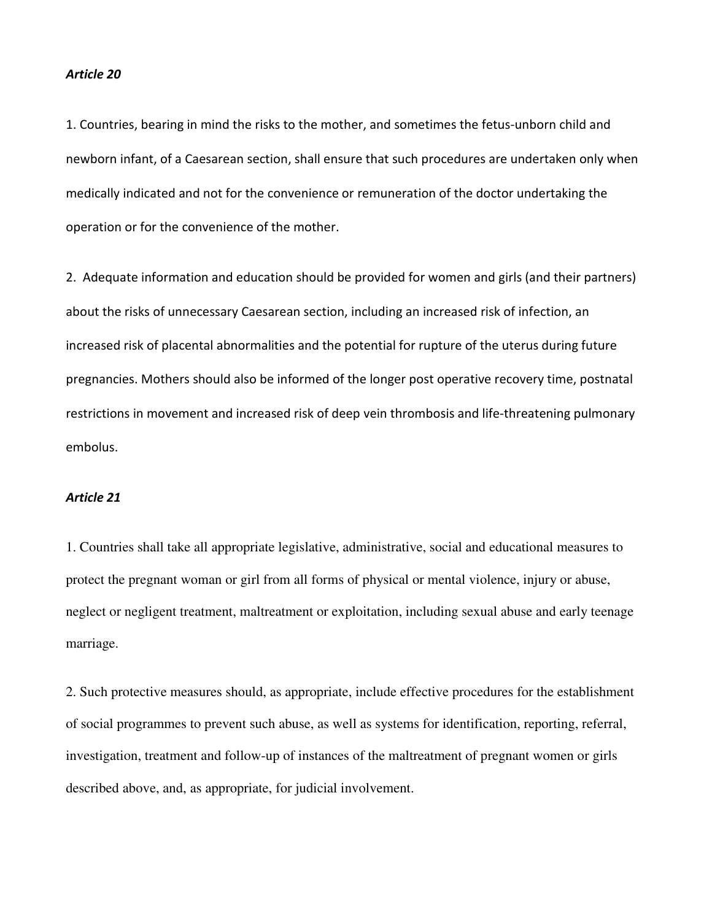*Article 20*

1. Countries, bearing in mind the risks to the mother, and sometimes the fetus-unborn child and newborn infant, of a Caesarean section, shall ensure that such procedures are undertaken only when medically indicated and not for the convenience or remuneration of the doctor undertaking the operation or for the convenience of the mother.

2. Adequate information and education should be provided for women and girls (and their partners) about the risks of unnecessary Caesarean section, including an increased risk of infection, an increased risk of placental abnormalities and the potential for rupture of the uterus during future pregnancies. Mothers should also be informed of the longer post operative recovery time, postnatal restrictions in movement and increased risk of deep vein thrombosis and life-threatening pulmonary embolus.

*Article 21*

1. Countries shall take all appropriate legislative, administrative, social and educational measures to protect the pregnant woman or girl from all forms of physical or mental violence, injury or abuse, neglect or negligent treatment, maltreatment or exploitation, including sexual abuse and early teenage marriage.

2. Such protective measures should, as appropriate, include effective procedures for the establishment of social programmes to prevent such abuse, as well as systems for identification, reporting, referral, investigation, treatment and follow-up of instances of the maltreatment of pregnant women or girls described above, and, as appropriate, for judicial involvement.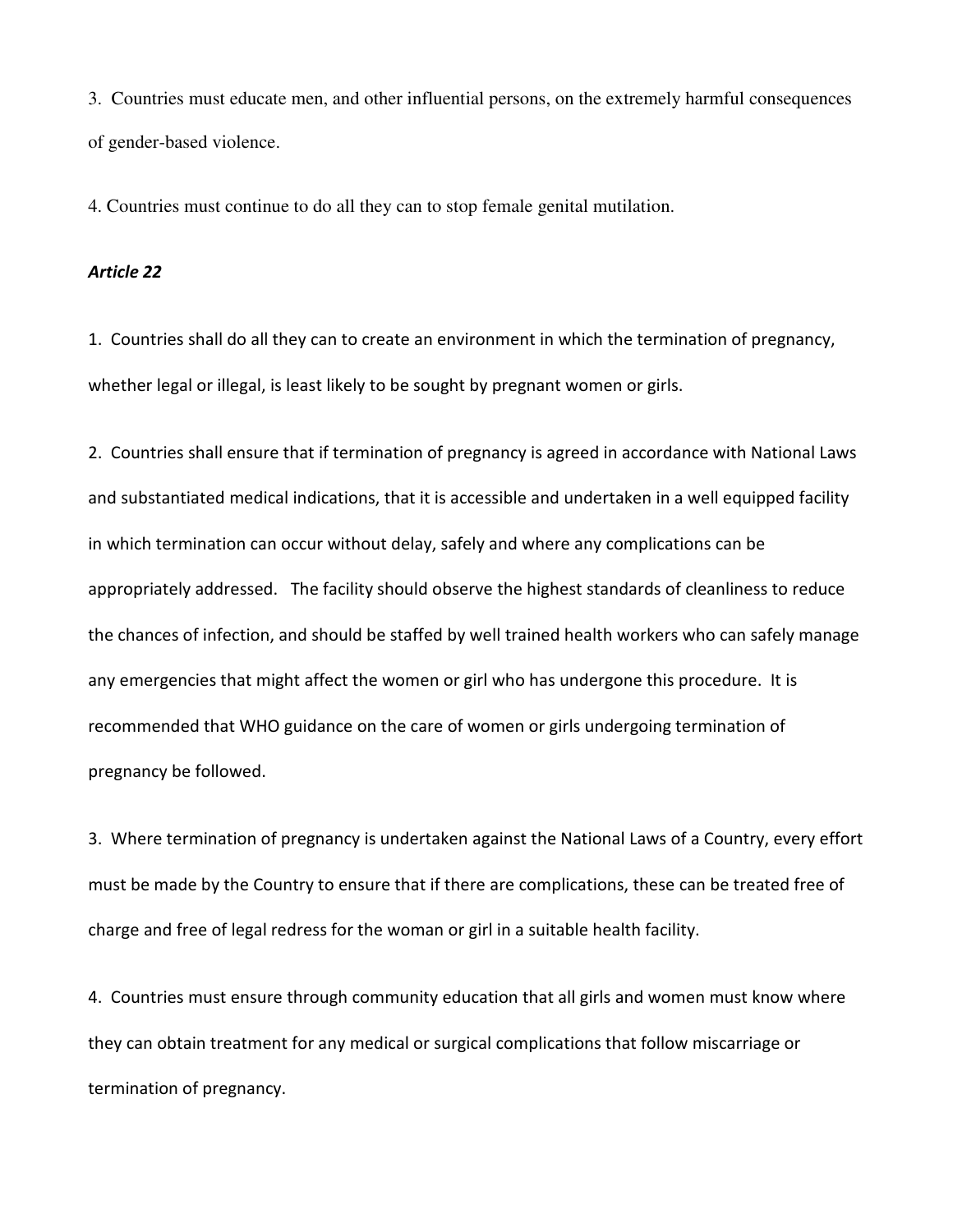3. Countries must educate men, and other influential persons, on the extremely harmful consequences of gender-based violence.

4. Countries must continue to do all they can to stop female genital mutilation.

***Article 22***

1. Countries shall do all they can to create an environment in which the termination of pregnancy, whether legal or illegal, is least likely to be sought by pregnant women or girls.

2. Countries shall ensure that if termination of pregnancy is agreed in accordance with National Laws and substantiated medical indications, that it is accessible and undertaken in a well equipped facility in which termination can occur without delay, safely and where any complications can be appropriately addressed. The facility should observe the highest standards of cleanliness to reduce the chances of infection, and should be staffed by well trained health workers who can safely manage any emergencies that might affect the women or girl who has undergone this procedure. It is recommended that WHO guidance on the care of women or girls undergoing termination of pregnancy be followed.

3. Where termination of pregnancy is undertaken against the National Laws of a Country, every effort must be made by the Country to ensure that if there are complications, these can be treated free of charge and free of legal redress for the woman or girl in a suitable health facility.

4. Countries must ensure through community education that all girls and women must know where they can obtain treatment for any medical or surgical complications that follow miscarriage or termination of pregnancy.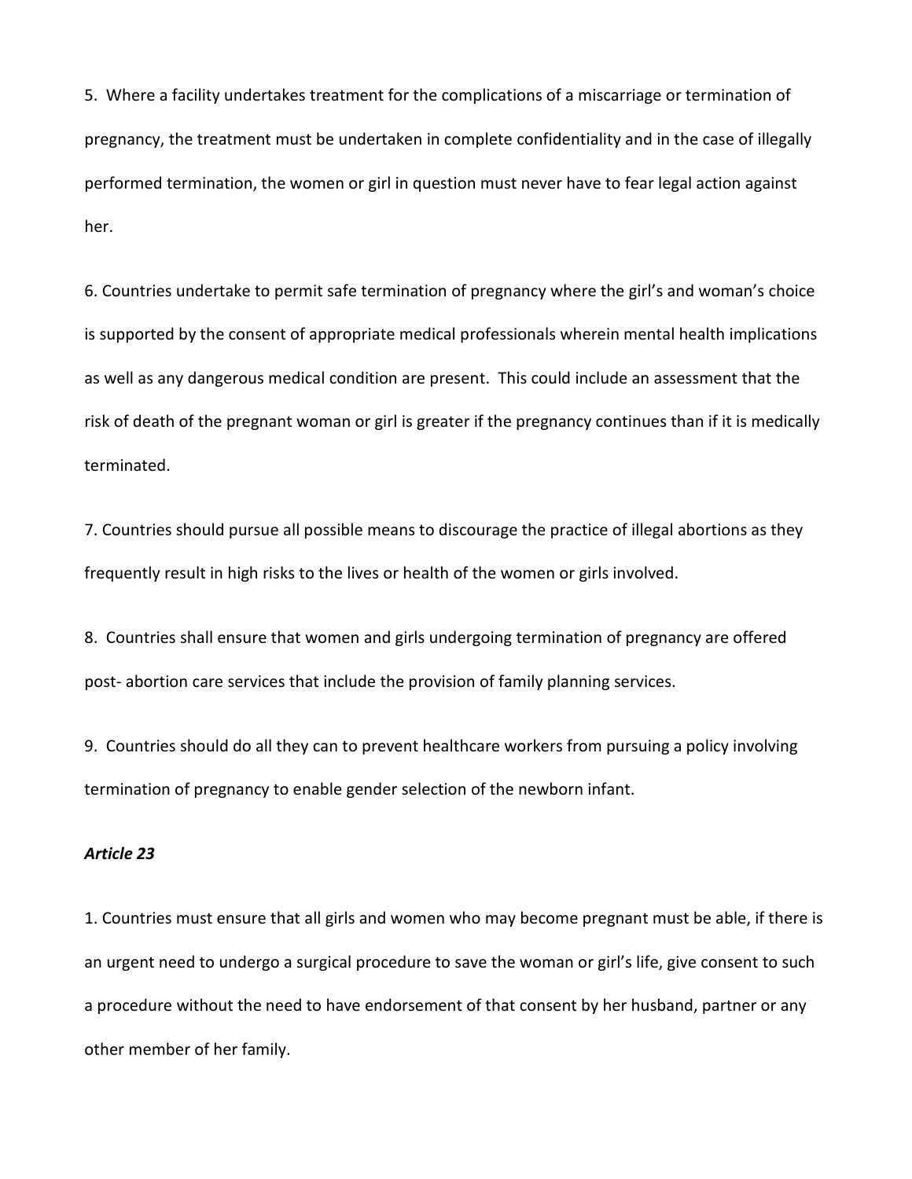5. Where a facility undertakes treatment for the complications of a miscarriage or termination of pregnancy, the treatment must be undertaken in complete confidentiality and in the case of illegally performed termination, the women or girl in question must never have to fear legal action against her.

6. Countries undertake to permit safe termination of pregnancy where the girl's and woman's choice is supported by the consent of appropriate medical professionals wherein mental health implications as well as any dangerous medical condition are present. This could include an assessment that the risk of death of the pregnant woman or girl is greater if the pregnancy continues than if it is medically terminated.

7. Countries should pursue all possible means to discourage the practice of illegal abortions as they frequently result in high risks to the lives or health of the women or girls involved.

8. Countries shall ensure that women and girls undergoing termination of pregnancy are offered post- abortion care services that include the provision of family planning services.

9. Countries should do all they can to prevent healthcare workers from pursuing a policy involving termination of pregnancy to enable gender selection of the newborn infant.

***Article 23***

1. Countries must ensure that all girls and women who may become pregnant must be able, if there is an urgent need to undergo a surgical procedure to save the woman or girl's life, give consent to such a procedure without the need to have endorsement of that consent by her husband, partner or any other member of her family.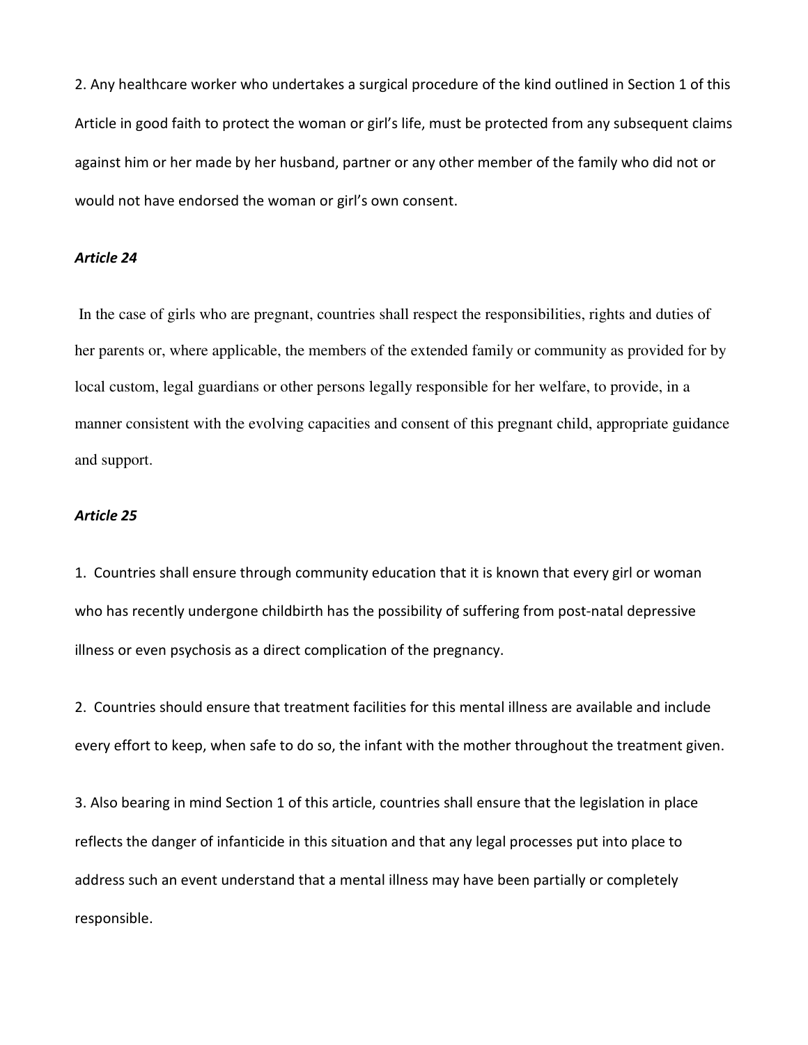2. Any healthcare worker who undertakes a surgical procedure of the kind outlined in Section 1 of this Article in good faith to protect the woman or girl's life, must be protected from any subsequent claims against him or her made by her husband, partner or any other member of the family who did not or would not have endorsed the woman or girl's own consent.

### *Article 24*

In the case of girls who are pregnant, countries shall respect the responsibilities, rights and duties of her parents or, where applicable, the members of the extended family or community as provided for by local custom, legal guardians or other persons legally responsible for her welfare, to provide, in a manner consistent with the evolving capacities and consent of this pregnant child, appropriate guidance and support.

### *Article 25*

1. Countries shall ensure through community education that it is known that every girl or woman who has recently undergone childbirth has the possibility of suffering from post-natal depressive illness or even psychosis as a direct complication of the pregnancy.

2. Countries should ensure that treatment facilities for this mental illness are available and include every effort to keep, when safe to do so, the infant with the mother throughout the treatment given.

3. Also bearing in mind Section 1 of this article, countries shall ensure that the legislation in place reflects the danger of infanticide in this situation and that any legal processes put into place to address such an event understand that a mental illness may have been partially or completely responsible.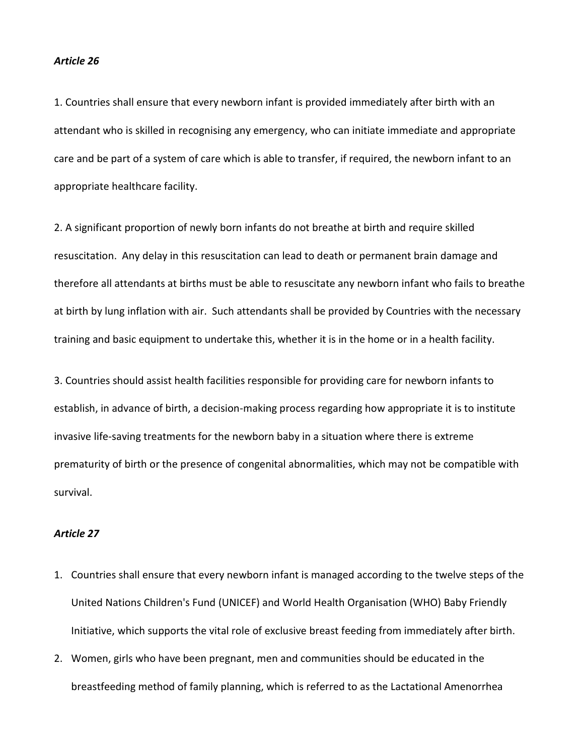***Article 26***

1. Countries shall ensure that every newborn infant is provided immediately after birth with an attendant who is skilled in recognising any emergency, who can initiate immediate and appropriate care and be part of a system of care which is able to transfer, if required, the newborn infant to an appropriate healthcare facility.

2. A significant proportion of newly born infants do not breathe at birth and require skilled resuscitation. Any delay in this resuscitation can lead to death or permanent brain damage and therefore all attendants at births must be able to resuscitate any newborn infant who fails to breathe at birth by lung inflation with air. Such attendants shall be provided by Countries with the necessary training and basic equipment to undertake this, whether it is in the home or in a health facility.

3. Countries should assist health facilities responsible for providing care for newborn infants to establish, in advance of birth, a decision-making process regarding how appropriate it is to institute invasive life-saving treatments for the newborn baby in a situation where there is extreme prematurity of birth or the presence of congenital abnormalities, which may not be compatible with survival.

***Article 27***

1. Countries shall ensure that every newborn infant is managed according to the twelve steps of the United Nations Children's Fund (UNICEF) and World Health Organisation (WHO) Baby Friendly Initiative, which supports the vital role of exclusive breast feeding from immediately after birth.
2. Women, girls who have been pregnant, men and communities should be educated in the breastfeeding method of family planning, which is referred to as the Lactational Amenorrhea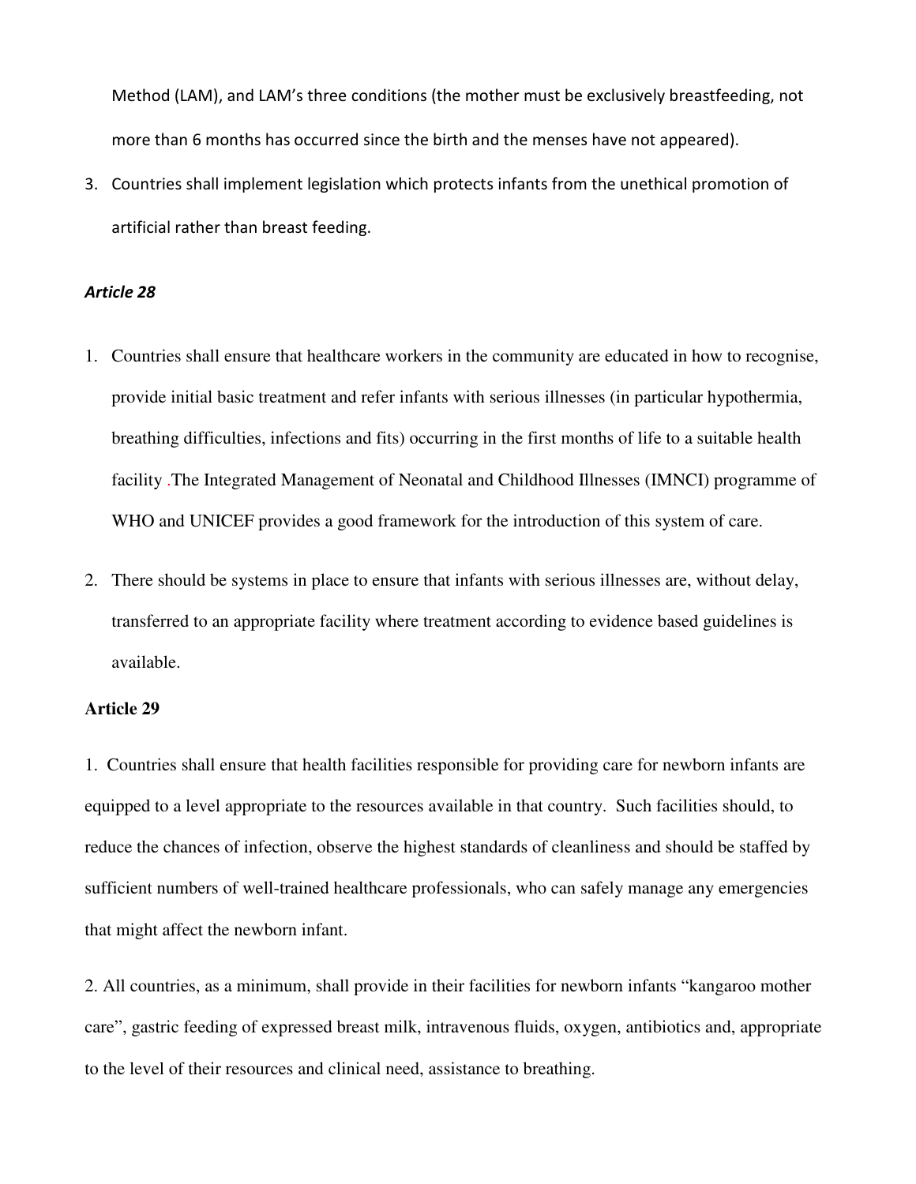Method (LAM), and LAM's three conditions (the mother must be exclusively breastfeeding, not more than 6 months has occurred since the birth and the menses have not appeared).

3. Countries shall implement legislation which protects infants from the unethical promotion of artificial rather than breast feeding.

***Article 28***

1. Countries shall ensure that healthcare workers in the community are educated in how to recognise, provide initial basic treatment and refer infants with serious illnesses (in particular hypothermia, breathing difficulties, infections and fits) occurring in the first months of life to a suitable health facility .The Integrated Management of Neonatal and Childhood Illnesses (IMNCI) programme of WHO and UNICEF provides a good framework for the introduction of this system of care.

2. There should be systems in place to ensure that infants with serious illnesses are, without delay, transferred to an appropriate facility where treatment according to evidence based guidelines is available.

**Article 29**

1. Countries shall ensure that health facilities responsible for providing care for newborn infants are equipped to a level appropriate to the resources available in that country. Such facilities should, to reduce the chances of infection, observe the highest standards of cleanliness and should be staffed by sufficient numbers of well-trained healthcare professionals, who can safely manage any emergencies that might affect the newborn infant.

2. All countries, as a minimum, shall provide in their facilities for newborn infants "kangaroo mother care", gastric feeding of expressed breast milk, intravenous fluids, oxygen, antibiotics and, appropriate to the level of their resources and clinical need, assistance to breathing.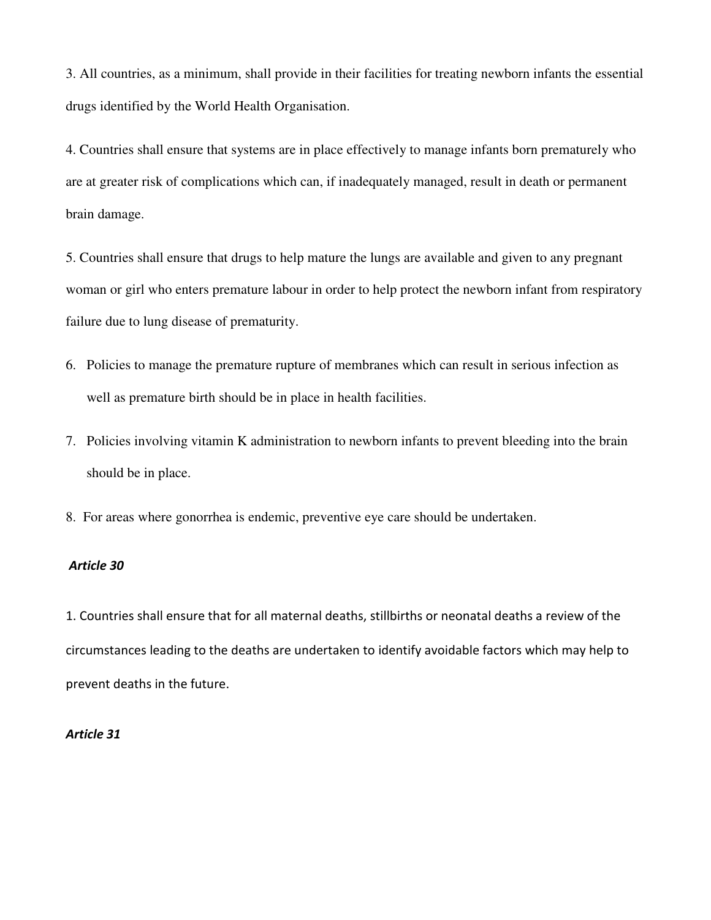3. All countries, as a minimum, shall provide in their facilities for treating newborn infants the essential drugs identified by the World Health Organisation.

4. Countries shall ensure that systems are in place effectively to manage infants born prematurely who are at greater risk of complications which can, if inadequately managed, result in death or permanent brain damage.

5. Countries shall ensure that drugs to help mature the lungs are available and given to any pregnant woman or girl who enters premature labour in order to help protect the newborn infant from respiratory failure due to lung disease of prematurity.

6. Policies to manage the premature rupture of membranes which can result in serious infection as well as premature birth should be in place in health facilities.

7. Policies involving vitamin K administration to newborn infants to prevent bleeding into the brain should be in place.

8. For areas where gonorrhea is endemic, preventive eye care should be undertaken.

***Article 30***

1. Countries shall ensure that for all maternal deaths, stillbirths or neonatal deaths a review of the circumstances leading to the deaths are undertaken to identify avoidable factors which may help to prevent deaths in the future.

***Article 31***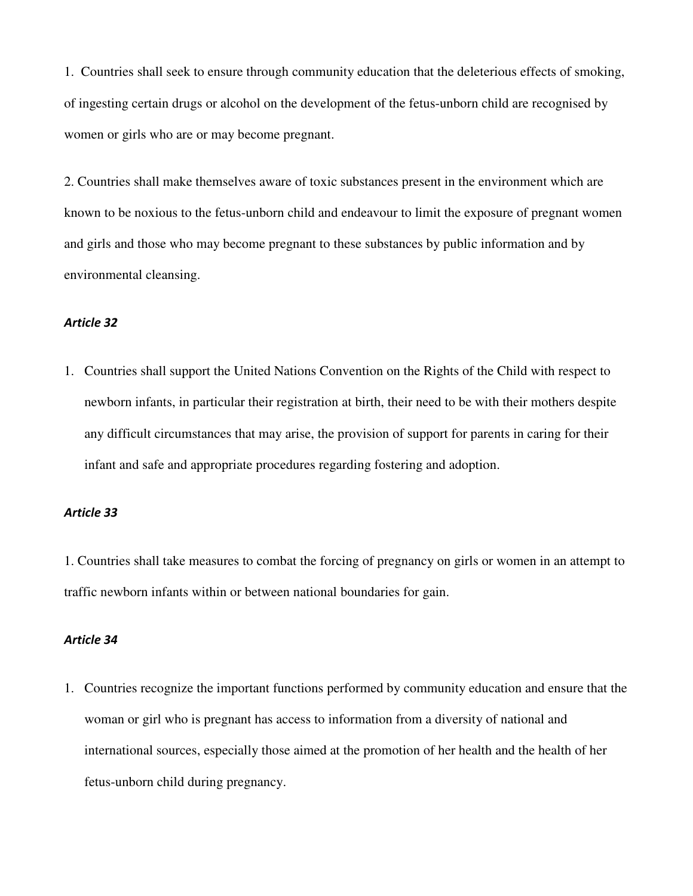1. Countries shall seek to ensure through community education that the deleterious effects of smoking, of ingesting certain drugs or alcohol on the development of the fetus-unborn child are recognised by women or girls who are or may become pregnant.

2. Countries shall make themselves aware of toxic substances present in the environment which are known to be noxious to the fetus-unborn child and endeavour to limit the exposure of pregnant women and girls and those who may become pregnant to these substances by public information and by environmental cleansing.

***Article 32***

1. Countries shall support the United Nations Convention on the Rights of the Child with respect to newborn infants, in particular their registration at birth, their need to be with their mothers despite any difficult circumstances that may arise, the provision of support for parents in caring for their infant and safe and appropriate procedures regarding fostering and adoption.

***Article 33***

1. Countries shall take measures to combat the forcing of pregnancy on girls or women in an attempt to traffic newborn infants within or between national boundaries for gain.

***Article 34***

1. Countries recognize the important functions performed by community education and ensure that the woman or girl who is pregnant has access to information from a diversity of national and international sources, especially those aimed at the promotion of her health and the health of her fetus-unborn child during pregnancy.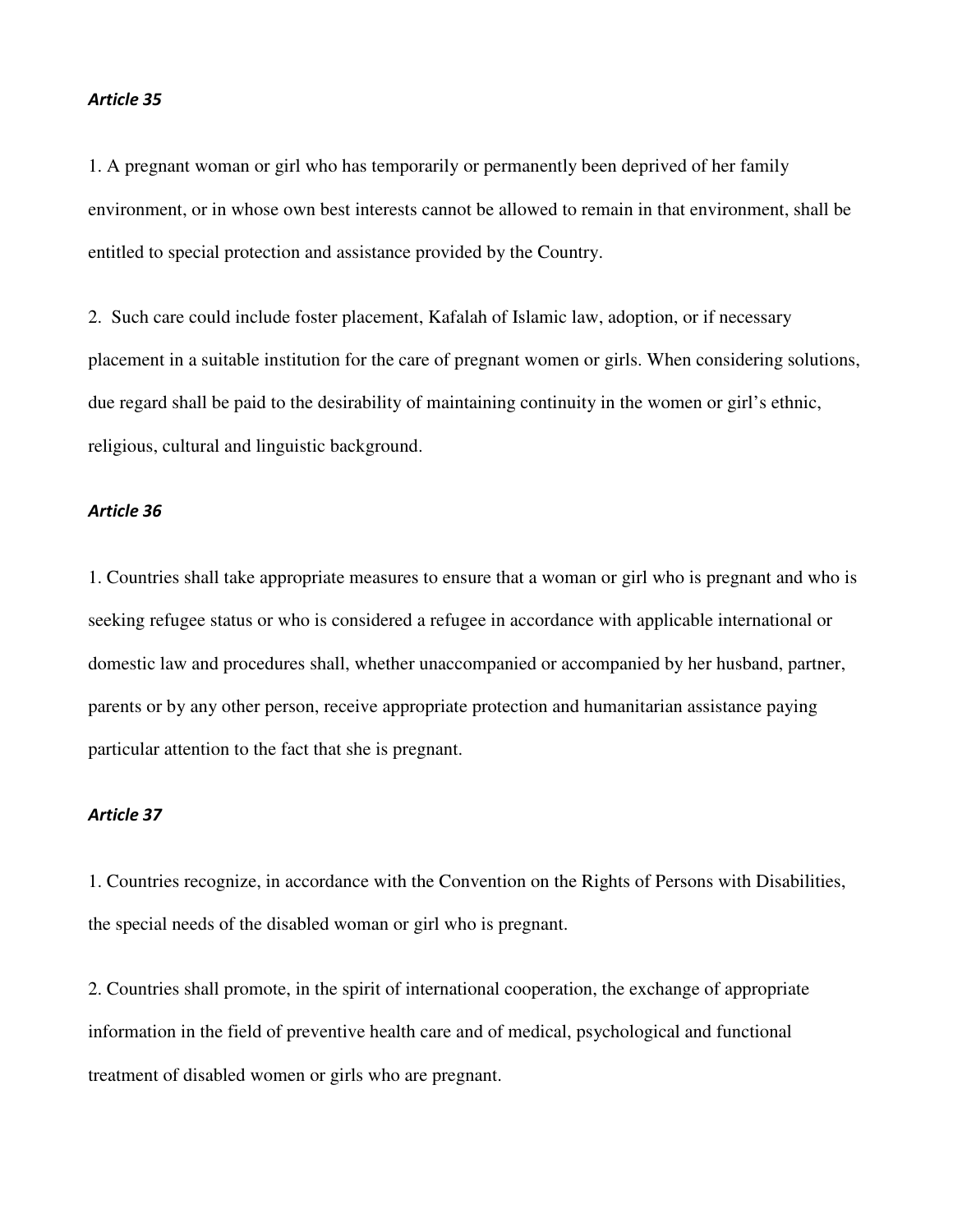### *Article 35*

1. A pregnant woman or girl who has temporarily or permanently been deprived of her family environment, or in whose own best interests cannot be allowed to remain in that environment, shall be entitled to special protection and assistance provided by the Country.

2. Such care could include foster placement, Kafalah of Islamic law, adoption, or if necessary placement in a suitable institution for the care of pregnant women or girls. When considering solutions, due regard shall be paid to the desirability of maintaining continuity in the women or girl's ethnic, religious, cultural and linguistic background.

### *Article 36*

1. Countries shall take appropriate measures to ensure that a woman or girl who is pregnant and who is seeking refugee status or who is considered a refugee in accordance with applicable international or domestic law and procedures shall, whether unaccompanied or accompanied by her husband, partner, parents or by any other person, receive appropriate protection and humanitarian assistance paying particular attention to the fact that she is pregnant.

### *Article 37*

1. Countries recognize, in accordance with the Convention on the Rights of Persons with Disabilities, the special needs of the disabled woman or girl who is pregnant.

2. Countries shall promote, in the spirit of international cooperation, the exchange of appropriate information in the field of preventive health care and of medical, psychological and functional treatment of disabled women or girls who are pregnant.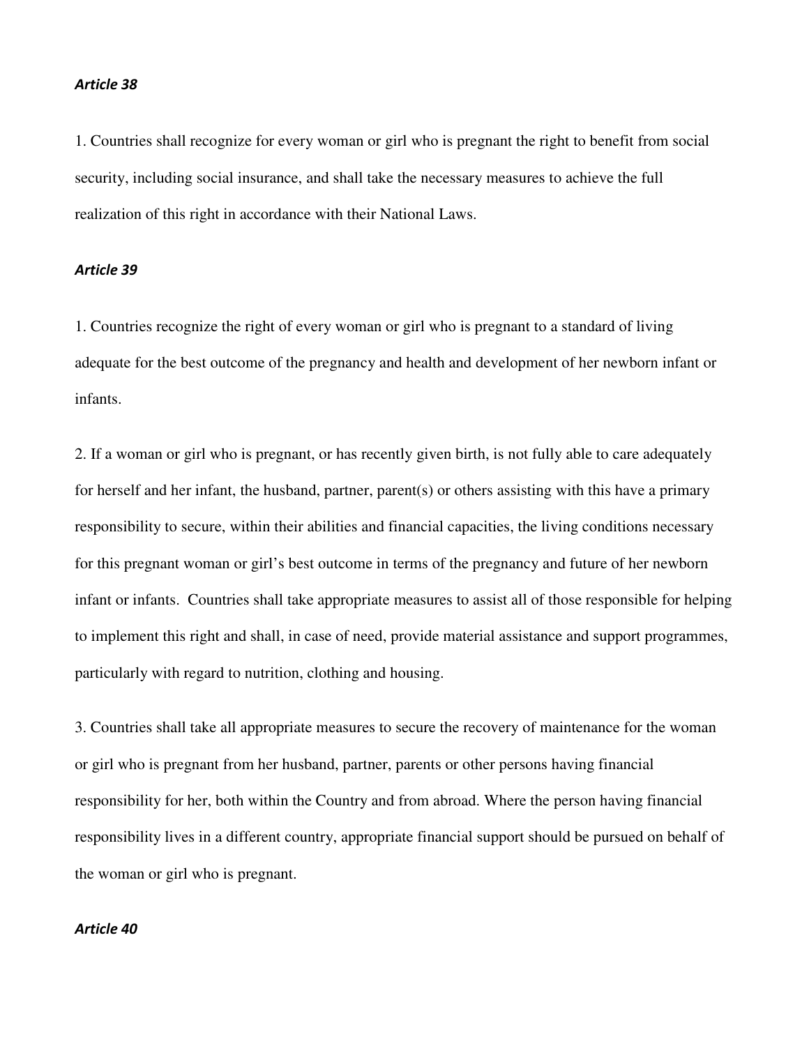*Article 38*

1. Countries shall recognize for every woman or girl who is pregnant the right to benefit from social security, including social insurance, and shall take the necessary measures to achieve the full realization of this right in accordance with their National Laws.

*Article 39*

1. Countries recognize the right of every woman or girl who is pregnant to a standard of living adequate for the best outcome of the pregnancy and health and development of her newborn infant or infants.

2. If a woman or girl who is pregnant, or has recently given birth, is not fully able to care adequately for herself and her infant, the husband, partner, parent(s) or others assisting with this have a primary responsibility to secure, within their abilities and financial capacities, the living conditions necessary for this pregnant woman or girl's best outcome in terms of the pregnancy and future of her newborn infant or infants. Countries shall take appropriate measures to assist all of those responsible for helping to implement this right and shall, in case of need, provide material assistance and support programmes, particularly with regard to nutrition, clothing and housing.

3. Countries shall take all appropriate measures to secure the recovery of maintenance for the woman or girl who is pregnant from her husband, partner, parents or other persons having financial responsibility for her, both within the Country and from abroad. Where the person having financial responsibility lives in a different country, appropriate financial support should be pursued on behalf of the woman or girl who is pregnant.

*Article 40*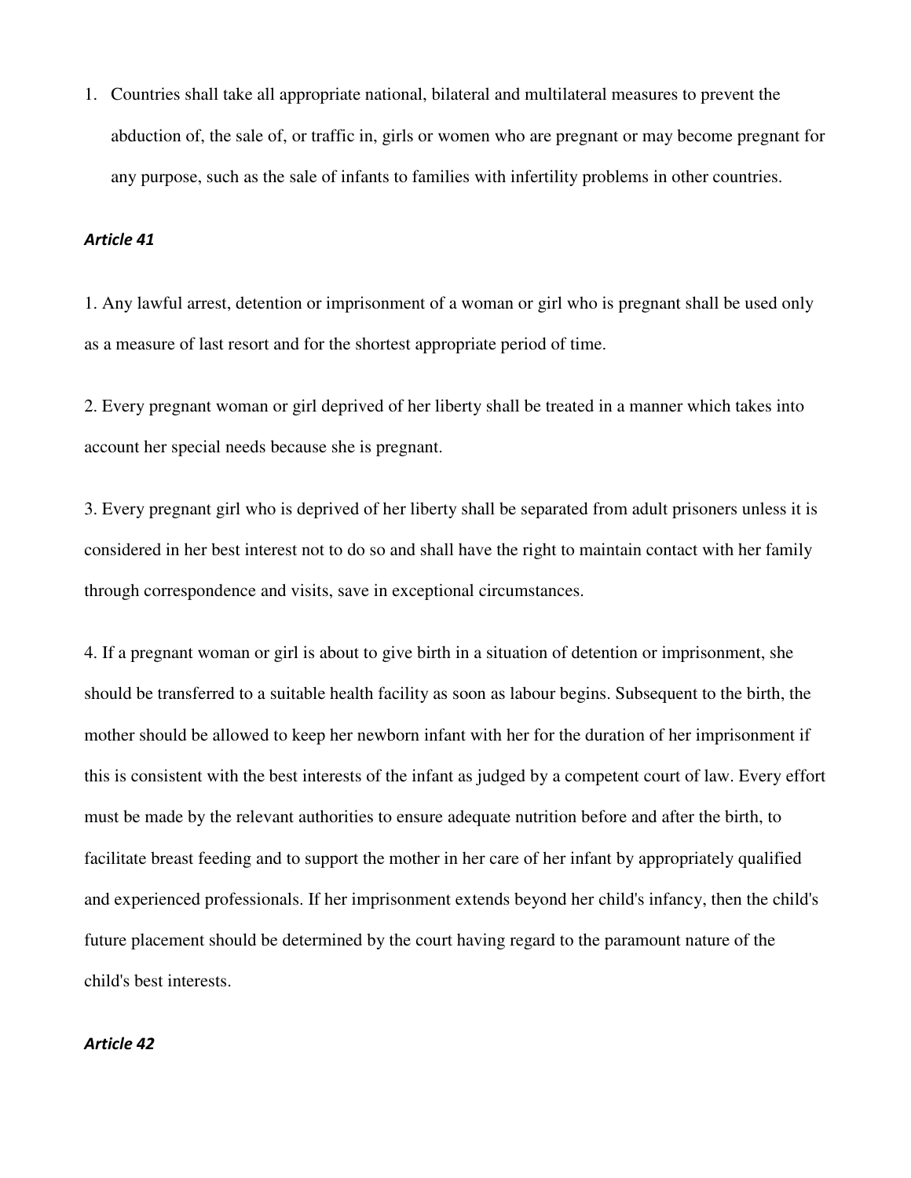1. Countries shall take all appropriate national, bilateral and multilateral measures to prevent the abduction of, the sale of, or traffic in, girls or women who are pregnant or may become pregnant for any purpose, such as the sale of infants to families with infertility problems in other countries.

### *Article 41*

1. Any lawful arrest, detention or imprisonment of a woman or girl who is pregnant shall be used only as a measure of last resort and for the shortest appropriate period of time.

2. Every pregnant woman or girl deprived of her liberty shall be treated in a manner which takes into account her special needs because she is pregnant.

3. Every pregnant girl who is deprived of her liberty shall be separated from adult prisoners unless it is considered in her best interest not to do so and shall have the right to maintain contact with her family through correspondence and visits, save in exceptional circumstances.

4. If a pregnant woman or girl is about to give birth in a situation of detention or imprisonment, she should be transferred to a suitable health facility as soon as labour begins. Subsequent to the birth, the mother should be allowed to keep her newborn infant with her for the duration of her imprisonment if this is consistent with the best interests of the infant as judged by a competent court of law. Every effort must be made by the relevant authorities to ensure adequate nutrition before and after the birth, to facilitate breast feeding and to support the mother in her care of her infant by appropriately qualified and experienced professionals. If her imprisonment extends beyond her child's infancy, then the child's future placement should be determined by the court having regard to the paramount nature of the child's best interests.

### *Article 42*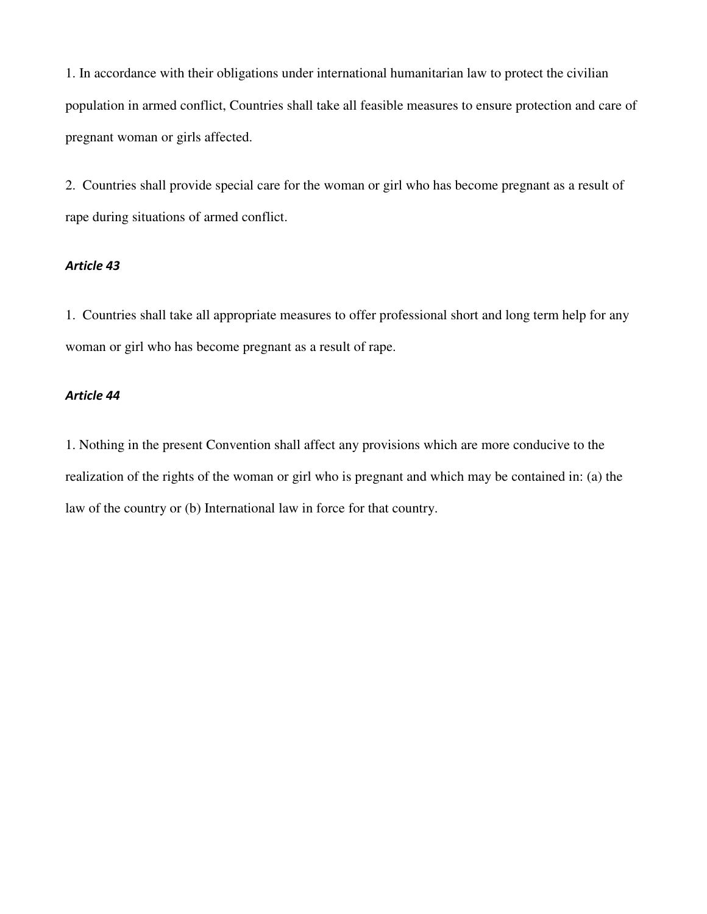1. In accordance with their obligations under international humanitarian law to protect the civilian population in armed conflict, Countries shall take all feasible measures to ensure protection and care of pregnant woman or girls affected.

2. Countries shall provide special care for the woman or girl who has become pregnant as a result of rape during situations of armed conflict.

***Article 43***

1. Countries shall take all appropriate measures to offer professional short and long term help for any woman or girl who has become pregnant as a result of rape.

***Article 44***

1. Nothing in the present Convention shall affect any provisions which are more conducive to the realization of the rights of the woman or girl who is pregnant and which may be contained in: (a) the law of the country or (b) International law in force for that country.